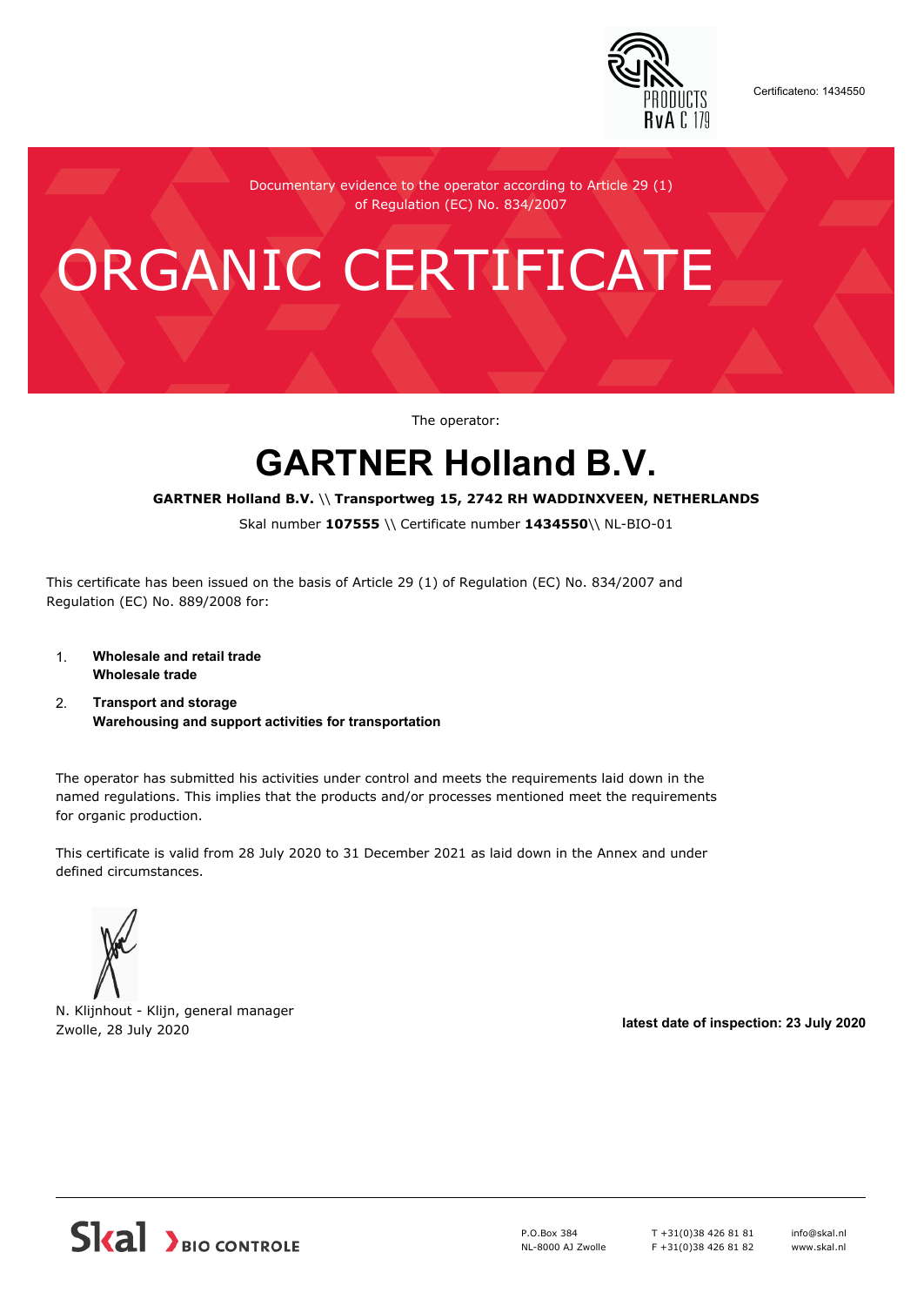Certificateno: 1434550

Documentary evidence to the operator according to Article 29 (1) of Regulation (EC) No. 834/2007

# ORGANIC CERTIFICATE

The operator:

## GARTNER Holland B.V.

**GARTNER Holland B.V.** \\ **Transportweg 15, 2742 RH WADDINXVEEN, NETHERLANDS**

Skal number **107555** \\ Certificate number **1434550**\\ NL-BIO-01

This certificate has been issued on the basis of Article 29 (1) of Regulation (EC) No. 834/2007 and Regulation (EC) No. 889/2008 for:

1. **Wholesale and retail trade**
   **Wholesale trade**
2. **Transport and storage**
   **Warehousing and support activities for transportation**

The operator has submitted his activities under control and meets the requirements laid down in the named regulations. This implies that the products and/or processes mentioned meet the requirements for organic production.

This certificate is valid from 28 July 2020 to 31 December 2021 as laid down in the Annex and under defined circumstances.

N. Klijnhout - Klijn, general manager
Zwolle, 28 July 2020

**latest date of inspection: 23 July 2020**

Skal BIO CONTROLE

P.O.Box 384
NL-8000 AJ Zwolle

T +31(0)38 426 81 81
F +31(0)38 426 81 82

info@skal.nl
www.skal.nl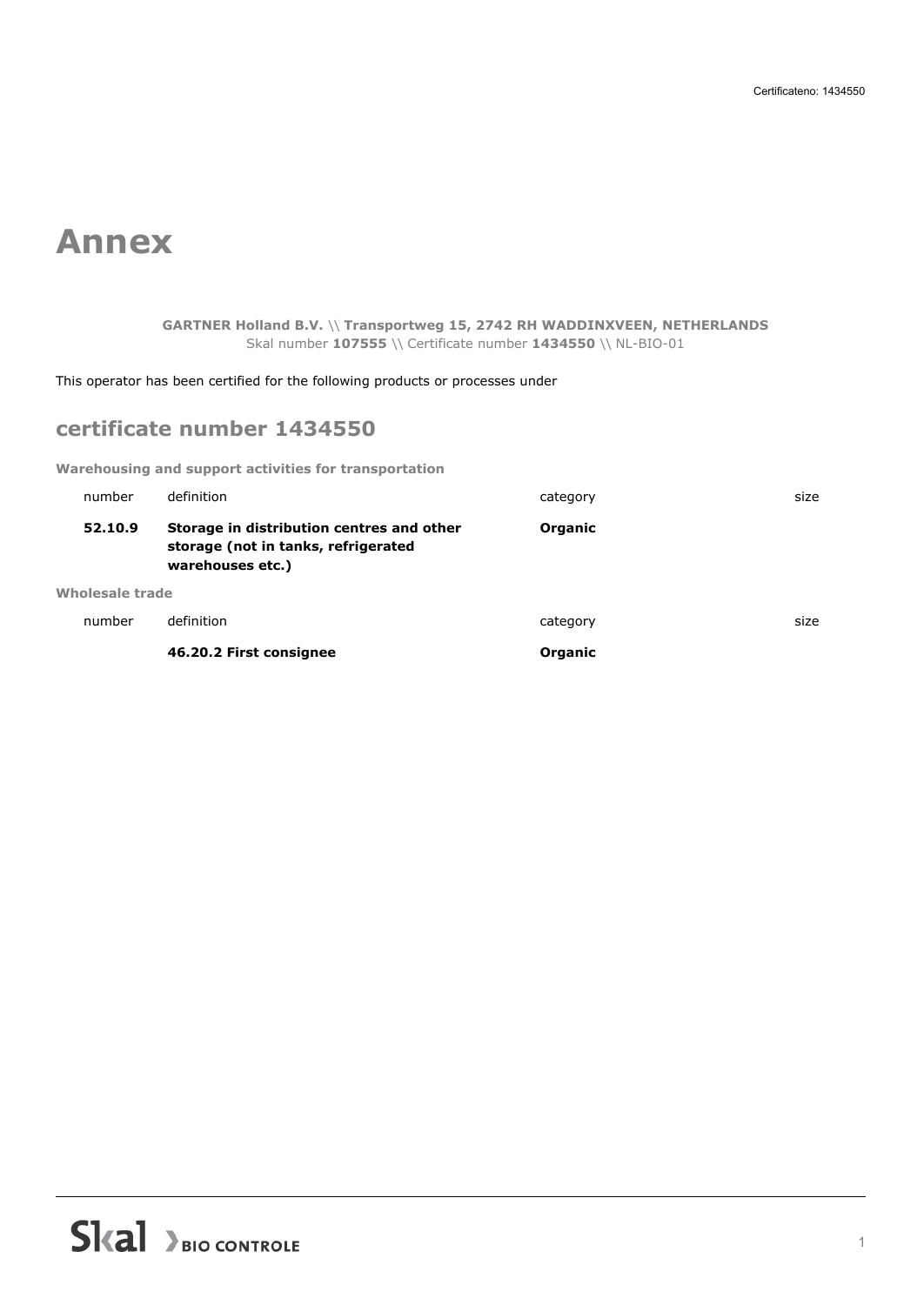# Annex

**GARTNER Holland B.V.** \\ **Transportweg 15, 2742 RH WADDINXVEEN, NETHERLANDS**
Skal number **107555** \\ Certificate number **1434550** \\ NL-BIO-01

This operator has been certified for the following products or processes under

## certificate number 1434550

**Warehousing and support activities for transportation**

| number | definition | category | size |
|---|---|---|---|
| **52.10.9** | **Storage in distribution centres and other storage (not in tanks, refrigerated warehouses etc.)** | **Organic** | |

**Wholesale trade**

| number | definition | category | size |
|---|---|---|---|
| | **46.20.2 First consignee** | **Organic** | |